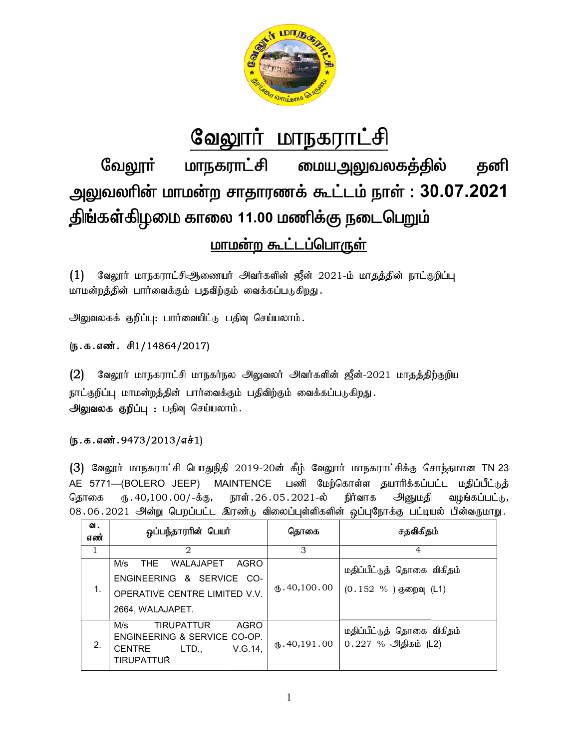# வேலூர் மாநகராட்சி

## வேலூர் மாநகராட்சி மையஅலுவலகத்தில் தனி அலுவலரின் மாமன்ற சாதாரணக் கூட்டம் நாள் : 30.07.2021 திங்கள்கிழமை காலை 11.00 மணிக்கு நடைபெறும்

### மாமன்ற கூட்டப்பொருள்

(1) வேலூர் மாநகராட்சிஆணையர் அவர்களின் ஜீன் 2021-ம் மாதத்தின் நாட்குறிப்பு மாமன்றத்தின் பார்வைக்கும் பதவிற்கும் வைக்கப்படுகிறது.

அலுவலகக் குறிப்பு: பார்வையிட்டு பதிவு செய்யலாம்.

(ந.க.எண். சி1/14864/2017)

(2) வேலூர் மாநகராட்சி மாநகர்நல அலுவலர் அவர்களின் ஜீன்-2021 மாதத்திற்குறிய நாட்குறிப்பு மாமன்றத்தின் பார்வைக்கும் பதிவிற்கும் வைக்கப்படுகிறது.
**அலுவலக குறிப்பு :** பதிவு செய்யலாம்.

(ந.க.எண்.9473/2013/எச்1)

(3) வேலூர் மாநகராட்சி பொதுநிதி 2019-20ன் கீழ் வேலூர் மாநகராட்சிக்கு சொந்தமான TN 23 AE 5771—(BOLERO JEEP) MAINTENCE பணி மேற்கொள்ள தயாரிக்கப்பட்ட மதிப்பீட்டுத் தொகை ரு.40,100.00/-க்கு, நாள்.26.05.2021-ல் நிர்வாக அனுமதி வழங்கப்பட்டு, 08.06.2021 அன்று பெறப்பட்ட இரண்டு விலைப்புள்ளிகளின் ஒப்புநோக்கு பட்டியல் பின்வருமாறு.

| வ. எண் | ஒப்பந்தாரரின் பெயர் | தொகை | சதவிகிதம் |
|---|---|---|---|
| 1 | 2 | 3 | 4 |
| 1. | M/s THE WALAJAPET AGRO ENGINEERING & SERVICE CO-OPERATIVE CENTRE LIMITED V.V. 2664, WALAJAPET. | ரு.40,100.00 | மதிப்பீட்டுத் தொகை விகிதம் (0.152 % ) குறைவு (L1) |
| 2. | M/s TIRUPATTUR AGRO ENGINEERING & SERVICE CO-OP. CENTRE LTD., V.G.14, TIRUPATTUR | ரு.40,191.00 | மதிப்பீட்டுத் தொகை விகிதம் 0.227 % அதிகம் (L2) |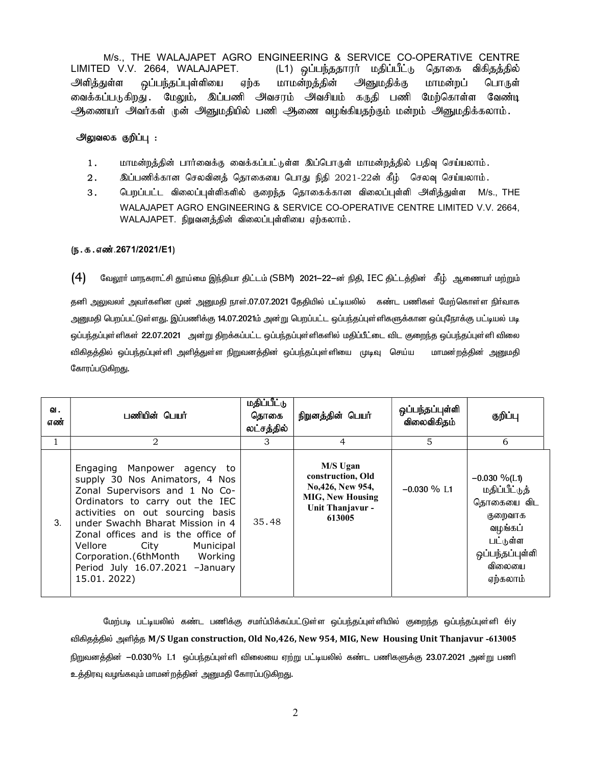M/s., THE WALAJAPET AGRO ENGINEERING & SERVICE CO-OPERATIVE CENTRE LIMITED V.V. 2664, WALAJAPET. (L1) ஒப்பந்ததாரர் மதிப்பீட்டு தொகை விகிதத்தில் அளித்துள்ள ஒப்பந்தப்புள்ளியை ஏற்க மாமன்றத்தின் அனுமதிக்கு மாமன்றப் பொருள் வைக்கப்படுகிறது. மேலும், இப்பணி அவசரம் அவசியம் கருதி பணி மேற்கொள்ள வேண்டி ஆணையர் அவர்கள் முன் அனுமதியில் பணி ஆணை வழங்கியதற்கும் மன்றம் அனுமதிக்கலாம்.

**அலுவலக குறிப்பு :**

1. மாமன்றத்தின் பார்வைக்கு வைக்கப்பட்டுள்ள இப்பொருள் மாமன்றத்தில் பதிவு செய்யலாம்.
2. இப்பணிக்கான செலவினத் தொகையை பொது நிதி 2021-22ன் கீழ் செலவு செய்யலாம்.
3. பெறப்பட்ட விலைப்புள்ளிகளில் குறைந்த தொகைக்கான விலைப்புள்ளி அளித்துள்ள M/s., THE WALAJAPET AGRO ENGINEERING & SERVICE CO-OPERATIVE CENTRE LIMITED V.V. 2664, WALAJAPET. நிறுவனத்தின் விலைப்புள்ளியை ஏற்கலாம்.

**(ந.க.எண்.2671/2021/E1)**

(4) வேலூர் மாநகராட்சி தூய்மை இந்தியா திட்டம் (SBM) 2021–22–ன் நிதி, IEC திட்டத்தின் கீழ் ஆணையர் மற்றும் தனி அலுவலர் அவர்களின் முன் அனுமதி நாள்.07.07.2021 தேதியில் பட்டியலில் கண்ட பணிகள் மேற்கொள்ள நிர்வாக அனுமதி பெறப்பட்டுள்ளது. இப்பணிக்கு 14.07.2021ம் அன்று பெறப்பட்ட ஒப்பந்தப்புள்ளிகளுக்கான ஒப்புநோக்கு பட்டியல் படி ஒப்பந்தப்புள்ளிகள் 22.07.2021 அன்று திறக்கப்பட்ட ஒப்பந்தப்புள்ளிகளில் மதிப்பீட்டை விட குறைந்த ஒப்பந்தப்புள்ளி விலை விகிதத்தில் ஒப்பந்தப்புள்ளி அளித்துள்ள நிறுவனத்தின் ஒப்பந்தப்புள்ளியை முடிவு செய்ய மாமன்றத்தின் அனுமதி கோரப்படுகிறது.

| வ. எண் | பணியின் பெயர் | மதிப்பீட்டு தொகை லட்சத்தில் | நிறுனத்தின் பெயர் | ஒப்பந்தப்புள்ளி விலைவிகிதம் | குறிப்பு |
|---|---|---|---|---|---|
| 1 | 2 | 3 | 4 | 5 | 6 |
| 3. | Engaging Manpower agency to supply 30 Nos Animators, 4 Nos Zonal Supervisors and 1 No Co-Ordinators to carry out the IEC activities on out sourcing basis under Swachh Bharat Mission in 4 Zonal offices and is the office of Vellore City Municipal Corporation.(6thMonth Working Period July 16.07.2021 –January 15.01. 2022) | 35.48 | M/S Ugan construction, Old No,426, New 954, MIG, New Housing Unit Thanjavur - 613005 | –0.030 % L1 | –0.030 %(L1) மதிப்பீட்டுத் தொகையை விட குறைவாக வழங்கப் பட்டுள்ள ஒப்பந்தப்புள்ளி விலையை ஏற்கலாம் |

மேற்படி பட்டியலில் கண்ட பணிக்கு சமர்ப்பிக்கப்பட்டுள்ள ஒப்பந்தப்புள்ளியில் குறைந்த ஒப்பந்தப்புள்ளி éiy விகிதத்தில் அளித்த **M/S Ugan construction, Old No,426, New 954, MIG, New Housing Unit Thanjavur -613005** நிறுவனத்தின் –0.030% L1 ஒப்பந்தப்புள்ளி விலையை ஏற்று பட்டியலில் கண்ட பணிகளுக்கு 23.07.2021 அன்று பணி உத்திரவு வழங்கவும் மாமன்றத்தின் அனுமதி கோரப்படுகிறது.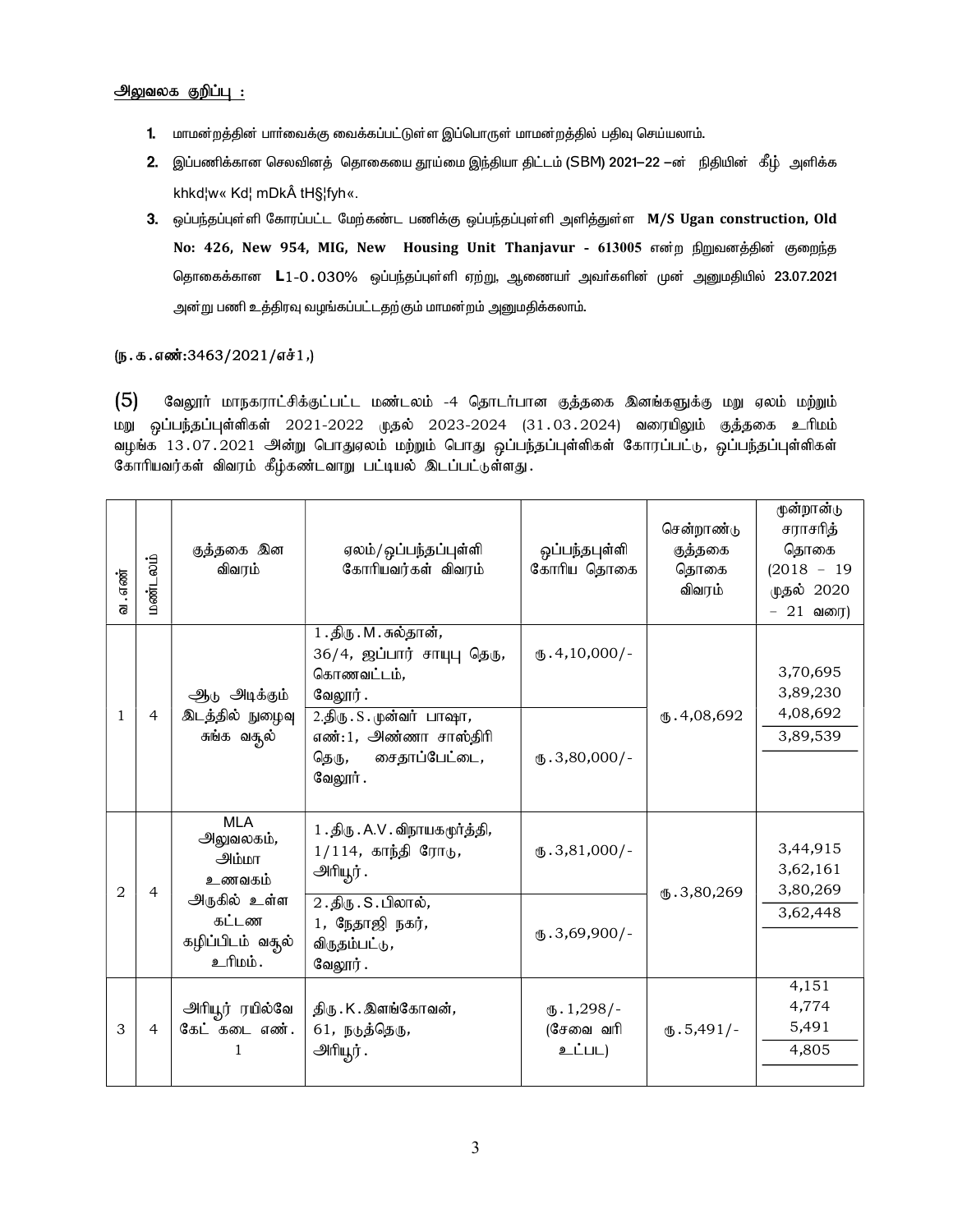<u>அலுவலக குறிப்பு :</u>

1. மாமன்றத்தின் பார்வைக்கு வைக்கப்பட்டுள்ள இப்பொருள் மாமன்றத்தில் பதிவு செய்யலாம்.
2. இப்பணிக்கான செலவினத் தொகையை தூய்மை இந்தியா திட்டம் (SBM) 2021–22 –ன் நிதியின் கீழ் அளிக்க khkd¦w« Kd¦ mDkÂ tH§¦fyh«.
3. ஒப்பந்தப்புள்ளி கோரப்பட்ட மேற்கண்ட பணிக்கு ஒப்பந்தப்புள்ளி அளித்துள்ள **M/S Ugan construction, Old No: 426, New 954, MIG, New Housing Unit Thanjavur - 613005** என்ற நிறுவனத்தின் குறைந்த தொகைக்கான **L**1-0.030% ஒப்பந்தப்புள்ளி ஏற்று, ஆணையர் அவர்களின் முன் அனுமதியில் 23.07.2021 அன்று பணி உத்திரவு வழங்கப்பட்டதற்கும் மாமன்றம் அனுமதிக்கலாம்.

**(ந.க.எண்:3463/2021/எச்1,)**

(5) வேலூர் மாநகராட்சிக்குட்பட்ட மண்டலம் -4 தொடர்பான குத்தகை இனங்களுக்கு மறு ஏலம் மற்றும் மறு ஒப்பந்தப்புள்ளிகள் 2021-2022 முதல் 2023-2024 (31.03.2024) வரையிலும் குத்தகை உரிமம் வழங்க 13.07.2021 அன்று பொதுஏலம் மற்றும் பொது ஒப்பந்தப்புள்ளிகள் கோரப்பட்டு, ஒப்பந்தப்புள்ளிகள் கோரியவர்கள் விவரம் கீழ்கண்டவாறு பட்டியல் இடப்பட்டுள்ளது.

| வ.எண் | மண்டலம் | குத்தகை இன விவரம் | ஏலம்/ஒப்பந்தப்புள்ளி கோரியவர்கள் விவரம் | ஒப்பந்தபுள்ளி கோரிய தொகை | சென்றாண்டு குத்தகை தொகை விவரம் | மூன்றாண்டு சராசரித் தொகை (2018 – 19 முதல் 2020 – 21 வரை) |
|---|---|---|---|---|---|---|
| 1 | 4 | ஆடு அடிக்கும் இடத்தில் நுழைவு சுங்க வசூல் | 1.திரு.M.சுல்தான், 36/4, ஜப்பார் சாயுபு தெரு, கொணவட்டம், வேலூர். | ரூ.4,10,000/- | ரூ.4,08,692 | 3,70,695<br>3,89,230<br>4,08,692<br>3,89,539 |
| | | | 2.திரு.S.முன்வர் பாஷா, எண்:1, அண்ணா சாஸ்திரி தெரு, சைதாப்பேட்டை, வேலூர். | ரூ.3,80,000/- | | |
| 2 | 4 | MLA அலுவலகம், அம்மா உணவகம் அருகில் உள்ள கட்டண கழிப்பிடம் வசூல் உரிமம். | 1.திரு.A.V.விநாயகமூர்த்தி, 1/114, காந்தி ரோடு, அரியூர். | ரூ.3,81,000/- | ரூ.3,80,269 | 3,44,915<br>3,62,161<br>3,80,269<br>3,62,448 |
| | | | 2.திரு.S.பிலால், 1, நேதாஜி நகர், விருதம்பட்டு, வேலூர். | ரூ.3,69,900/- | | |
| 3 | 4 | அரியூர் ரயில்வே கேட் கடை எண். 1 | திரு.K.இளங்கோவன், 61, நடுத்தெரு, அரியூர். | ரூ.1,298/- (சேவை வரி உட்பட) | ரூ.5,491/- | 4,151<br>4,774<br>5,491<br>4,805 |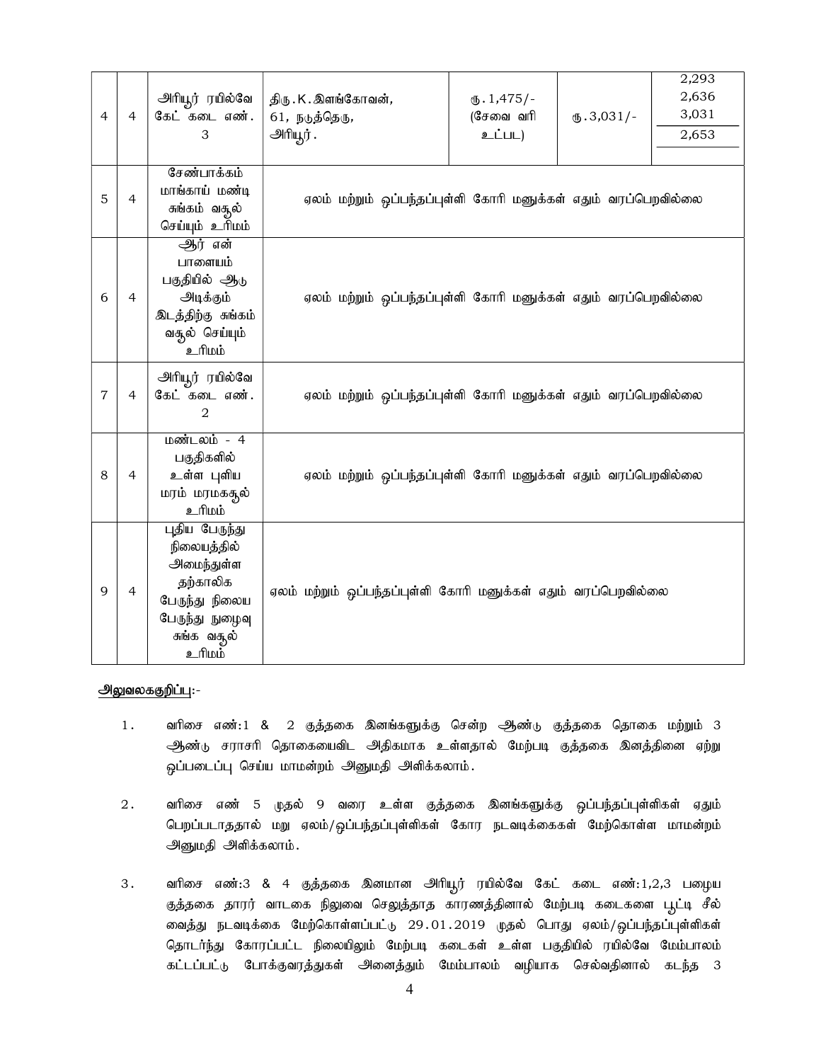| 4 | 4 | அரியூர் ரயில்வே கேட் கடை எண். 3 | திரு.K.இளங்கோவன், 61, நடுத்தெரு, அரியூர். | ரூ.1,475/- (சேவை வரி உட்பட) | ரூ.3,031/- | 2,293<br>2,636<br>3,031<br>2,653 |
|---|---|---|---|---|---|---|
| 5 | 4 | சேண்பாக்கம் மாங்காய் மண்டி சுங்கம் வசூல் செய்யும் உரிமம் | ஏலம் மற்றும் ஒப்பந்தப்புள்ளி கோரி மனுக்கள் எதும் வரப்பெறவில்லை | | | |
| 6 | 4 | ஆர் என் பாளையம் பகுதியில் ஆடு அடிக்கும் இடத்திற்கு சுங்கம் வசூல் செய்யும் உரிமம் | ஏலம் மற்றும் ஒப்பந்தப்புள்ளி கோரி மனுக்கள் எதும் வரப்பெறவில்லை | | | |
| 7 | 4 | அரியூர் ரயில்வே கேட் கடை எண். 2 | ஏலம் மற்றும் ஒப்பந்தப்புள்ளி கோரி மனுக்கள் எதும் வரப்பெறவில்லை | | | |
| 8 | 4 | மண்டலம் - 4 பகுதிகளில் உள்ள புளிய மரம் மரமகசூல் உரிமம் | ஏலம் மற்றும் ஒப்பந்தப்புள்ளி கோரி மனுக்கள் எதும் வரப்பெறவில்லை | | | |
| 9 | 4 | புதிய பேருந்து நிலையத்தில் அமைந்துள்ள தற்காலிக பேருந்து நிலைய பேருந்து நுழைவு சுங்க வசூல் உரிமம் | ஏலம் மற்றும் ஒப்பந்தப்புள்ளி கோரி மனுக்கள் எதும் வரப்பெறவில்லை | | | |

**அலுவலககுறிப்பு:-**

1. வரிசை எண்:1 & 2 குத்தகை இனங்களுக்கு சென்ற ஆண்டு குத்தகை தொகை மற்றும் 3 ஆண்டு சராசரி தொகையைவிட அதிகமாக உள்ளதால் மேற்படி குத்தகை இனத்தினை ஏற்று ஒப்படைப்பு செய்ய மாமன்றம் அனுமதி அளிக்கலாம்.

2. வரிசை எண் 5 முதல் 9 வரை உள்ள குத்தகை இனங்களுக்கு ஒப்பந்தப்புள்ளிகள் ஏதும் பெறப்படாததால் மறு ஏலம்/ஒப்பந்தப்புள்ளிகள் கோர நடவடிக்கைகள் மேற்கொள்ள மாமன்றம் அனுமதி அளிக்கலாம்.

3. வரிசை எண்:3 & 4 குத்தகை இனமான அரியூர் ரயில்வே கேட் கடை எண்:1,2,3 பழைய குத்தகை தாரர் வாடகை நிலுவை செலுத்தாத காரணத்தினால் மேற்படி கடைகளை பூட்டி சீல் வைத்து நடவடிக்கை மேற்கொள்ளப்பட்டு 29.01.2019 முதல் பொது ஏலம்/ஒப்பந்தப்புள்ளிகள் தொடர்ந்து கோரப்பட்ட நிலையிலும் மேற்படி கடைகள் உள்ள பகுதியில் ரயில்வே மேம்பாலம் கட்டப்பட்டு போக்குவரத்துகள் அனைத்தும் மேம்பாலம் வழியாக செல்வதினால் கடந்த 3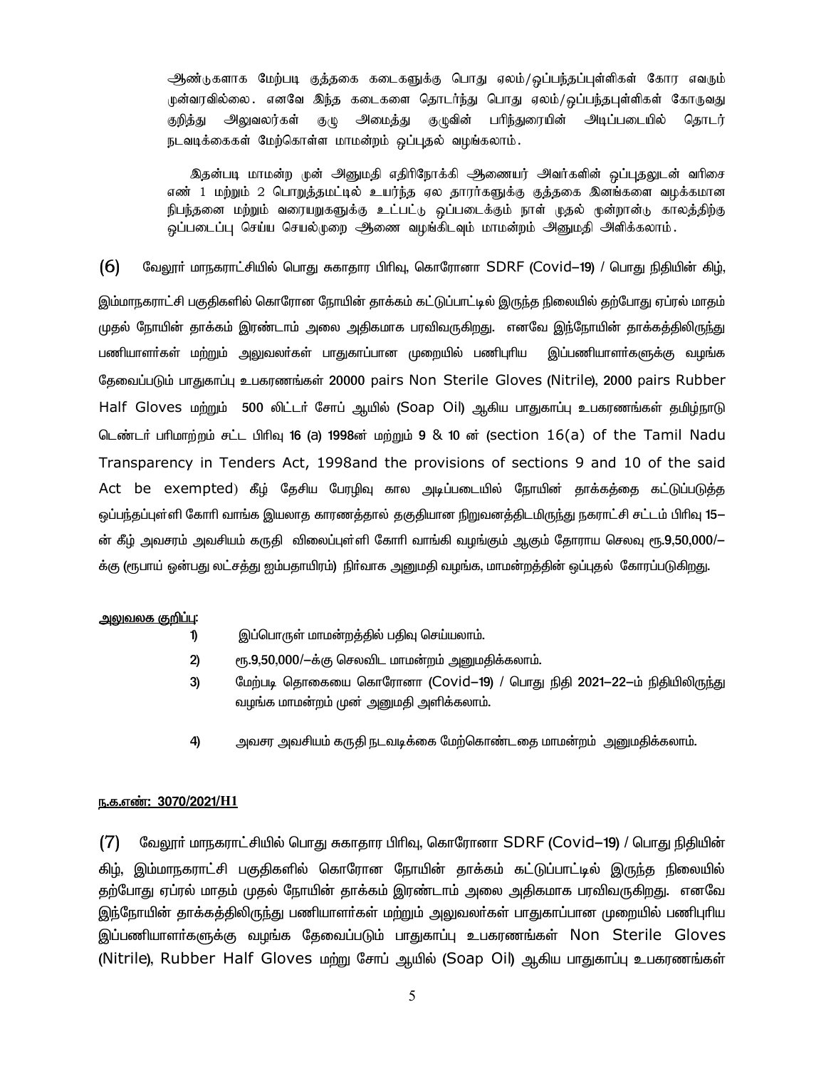ஆண்டுகளாக மேற்படி குத்தகை கடைகளுக்கு பொது ஏலம்/ஒப்பந்தப்புள்ளிகள் கோர எவரும் முன்வரவில்லை. எனவே இந்த கடைகளை தொடர்ந்து பொது ஏலம்/ஒப்பந்தபுள்ளிகள் கோருவது குறித்து அலுவலர்கள் குழு அமைத்து குழுவின் பரிந்துரையின் அடிப்படையில் தொடர் நடவடிக்கைகள் மேற்கொள்ள மாமன்றம் ஒப்புதல் வழங்கலாம்.

இதன்படி மாமன்ற முன் அனுமதி எதிர்நோக்கி ஆணையர் அவர்களின் ஒப்புதலுடன் வரிசை எண் 1 மற்றும் 2 பொறுத்தமட்டில் உயர்ந்த ஏல தாரர்களுக்கு குத்தகை இனங்களை வழக்கமான நிபந்தனை மற்றும் வரையறுகளுக்கு உட்பட்டு ஒப்படைக்கும் நாள் முதல் மூன்றாண்டு காலத்திற்கு ஒப்படைப்பு செய்ய செயல்முறை ஆணை வழங்கிடவும் மாமன்றம் அனுமதி அளிக்கலாம்.

(6) வேலூர் மாநகராட்சியில் பொது சுகாதார பிரிவு, கொரோனா SDRF (Covid–19) / பொது நிதியின் கிழ், இம்மாநகராட்சி பகுதிகளில் கொரோன நோயின் தாக்கம் கட்டுப்பாட்டில் இருந்த நிலையில் தற்போது ஏப்ரல் மாதம் முதல் நோயின் தாக்கம் இரண்டாம் அலை அதிகமாக பரவிவருகிறது. எனவே இந்நோயின் தாக்கத்திலிருந்து பணியாளர்கள் மற்றும் அலுவலர்கள் பாதுகாப்பான முறையில் பணிபுரிய இப்பணியாளர்களுக்கு வழங்க தேவைப்படும் பாதுகாப்பு உபகரணங்கள் 20000 pairs Non Sterile Gloves (Nitrile), 2000 pairs Rubber Half Gloves மற்றும் 500 லிட்டர் சோப் ஆயில் (Soap Oil) ஆகிய பாதுகாப்பு உபகரணங்கள் தமிழ்நாடு டெண்டர் பரிமாற்றம் சட்ட பிரிவு 16 (a) 1998ன் மற்றும் 9 & 10 ன் (section 16(a) of the Tamil Nadu Transparency in Tenders Act, 1998and the provisions of sections 9 and 10 of the said Act be exempted) கீழ் தேசிய பேரழிவு கால அடிப்படையில் நோயின் தாக்கத்தை கட்டுப்படுத்த ஒப்பந்தப்புள்ளி கோரி வாங்க இயலாத காரணத்தால் தகுதியான நிறுவனத்திடமிருந்து நகராட்சி சட்டம் பிரிவு 15–ன் கீழ் அவசரம் அவசியம் கருதி விலைப்புள்ளி கோரி வாங்கி வழங்கும் ஆகும் தோராய செலவு ரூ.9,50,000/–க்கு (ரூபாய் ஒன்பது லட்சத்து ஐம்பதாயிரம்) நிர்வாக அனுமதி வழங்க, மாமன்றத்தின் ஒப்புதல் கோரப்படுகிறது.

<u>அலுவலக குறிப்பு:</u>

1) இப்பொருள் மாமன்றத்தில் பதிவு செய்யலாம்.
2) ரூ.9,50,000/–க்கு செலவிட மாமன்றம் அனுமதிக்கலாம்.
3) மேற்படி தொகையை கொரோனா (Covid–19) / பொது நிதி 2021–22–ம் நிதியிலிருந்து வழங்க மாமன்றம் முன் அனுமதி அளிக்கலாம்.
4) அவசர அவசியம் கருதி நடவடிக்கை மேற்கொண்டதை மாமன்றம் அனுமதிக்கலாம்.

**<u>ந.க.எண்: 3070/2021/H1</u>**

(7) வேலூர் மாநகராட்சியில் பொது சுகாதார பிரிவு, கொரோனா SDRF (Covid–19) / பொது நிதியின் கிழ், இம்மாநகராட்சி பகுதிகளில் கொரோன நோயின் தாக்கம் கட்டுப்பாட்டில் இருந்த நிலையில் தற்போது ஏப்ரல் மாதம் முதல் நோயின் தாக்கம் இரண்டாம் அலை அதிகமாக பரவிவருகிறது. எனவே இந்நோயின் தாக்கத்திலிருந்து பணியாளர்கள் மற்றும் அலுவலர்கள் பாதுகாப்பான முறையில் பணிபுரிய இப்பணியாளர்களுக்கு வழங்க தேவைப்படும் பாதுகாப்பு உபகரணங்கள் Non Sterile Gloves (Nitrile), Rubber Half Gloves மற்று சோப் ஆயில் (Soap Oil) ஆகிய பாதுகாப்பு உபகரணங்கள்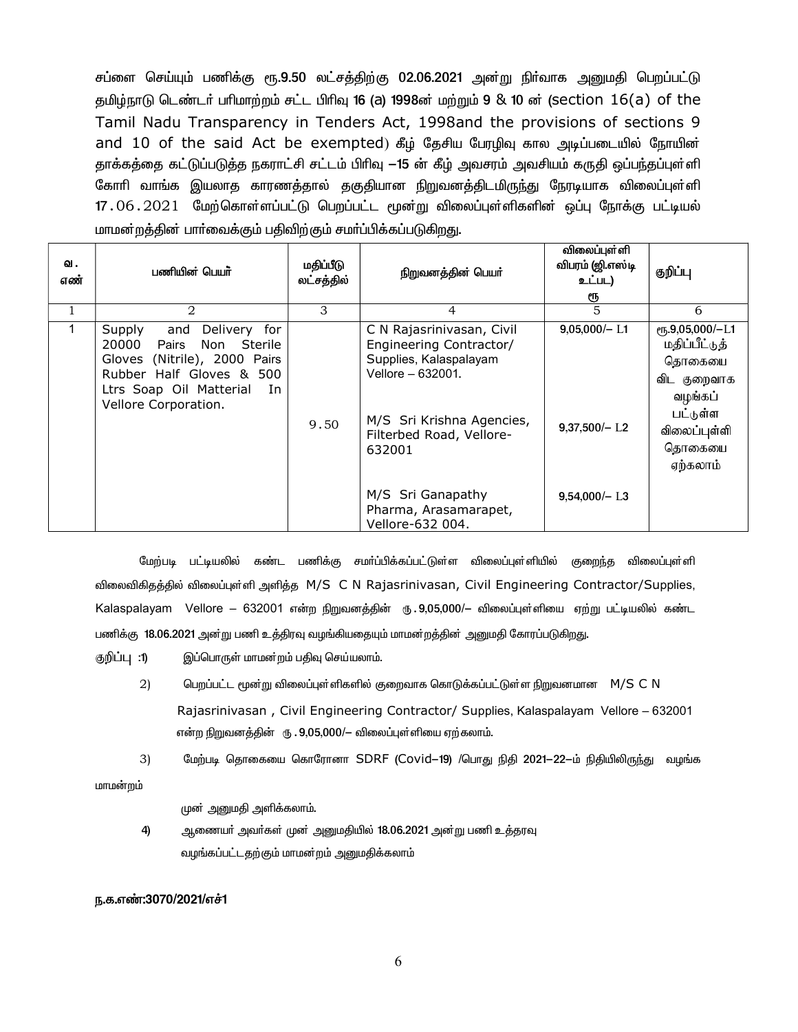சப்ளை செய்யும் பணிக்கு ரூ.9.50 லட்சத்திற்கு 02.06.2021 அன்று நிர்வாக அனுமதி பெறப்பட்டு தமிழ்நாடு டெண்டர் பரிமாற்றம் சட்ட பிரிவு 16 (a) 1998ன் மற்றும் 9 & 10 ன் (section 16(a) of the Tamil Nadu Transparency in Tenders Act, 1998and the provisions of sections 9 and 10 of the said Act be exempted) கீழ் தேசிய பேரழிவு கால அடிப்படையில் நோயின் தாக்கத்தை கட்டுப்படுத்த நகராட்சி சட்டம் பிரிவு –15 ன் கீழ் அவசரம் அவசியம் கருதி ஒப்பந்தப்புள்ளி கோரி வாங்க இயலாத காரணத்தால் தகுதியான நிறுவனத்திடமிருந்து நேரடியாக விலைப்புள்ளி 17.06.2021 மேற்கொள்ளப்பட்டு பெறப்பட்ட மூன்று விலைப்புள்ளிகளின் ஒப்பு நோக்கு பட்டியல் மாமன்றத்தின் பார்வைக்கும் பதிவிற்கும் சமர்ப்பிக்கப்படுகிறது.

| வ. எண் | பணியின் பெயர் | மதிப்பீடு லட்சத்தில் | நிறுவனத்தின் பெயர் | விலைப்புள்ளி விபரம் (ஜி.எஸ்டி உட்பட) ரூ | குறிப்பு |
|---|---|---|---|---|---|
| 1 | 2 | 3 | 4 | 5 | 6 |
| 1 | Supply and Delivery for 20000 Pairs Non Sterile Gloves (Nitrile), 2000 Pairs Rubber Half Gloves & 500 Ltrs Soap Oil Matterial In Vellore Corporation. | 9.50 | C N Rajasrinivasan, Civil Engineering Contractor/ Supplies, Kalaspalayam Vellore – 632001. | 9,05,000/– L1 | ரூ.9,05,000/–L1 மதிப்பீட்டுத் தொகையை விட குறைவாக வழங்கப் பட்டுள்ள விலைப்புள்ளி தொகையை ஏற்கலாம் |
| | | | M/S Sri Krishna Agencies, Filterbed Road, Vellore-632001 | 9,37,500/– L2 | |
| | | | M/S Sri Ganapathy Pharma, Arasamarapet, Vellore-632 004. | 9,54,000/– L3 | |

மேற்படி பட்டியலில் கண்ட பணிக்கு சமர்ப்பிக்கப்பட்டுள்ள விலைப்புள்ளியில் குறைந்த விலைப்புள்ளி விலைவிகிதத்தில் விலைப்புள்ளி அளித்த M/S C N Rajasrinivasan, Civil Engineering Contractor/Supplies, Kalaspalayam Vellore – 632001 என்ற நிறுவனத்தின் ரு.9,05,000/– விலைப்புள்ளியை ஏற்று பட்டியலில் கண்ட பணிக்கு 18.06.2021 அன்று பணி உத்திரவு வழங்கியதையும் மாமன்றத்தின் அனுமதி கோரப்படுகிறது.

குறிப்பு :1) இப்பொருள் மாமன்றம் பதிவு செய்யலாம்.

2) பெறப்பட்ட மூன்று விலைப்புள்ளிகளில் குறைவாக கொடுக்கப்பட்டுள்ள நிறுவனமான M/S C N Rajasrinivasan , Civil Engineering Contractor/ Supplies, Kalaspalayam Vellore – 632001 என்ற நிறுவனத்தின் ரு.9,05,000/– விலைப்புள்ளியை ஏற்கலாம்.

3) மேற்படி தொகையை கொரோனா SDRF (Covid–19) /பொது நிதி 2021–22–ம் நிதியிலிருந்து வழங்க மாமன்றம் முன் அனுமதி அளிக்கலாம்.

4) ஆணையர் அவர்கள் முன் அனுமதியில் 18.06.2021 அன்று பணி உத்தரவு வழங்கப்பட்டதற்கும் மாமன்றம் அனுமதிக்கலாம்

**ந.க.எண்:3070/2021/எச்1**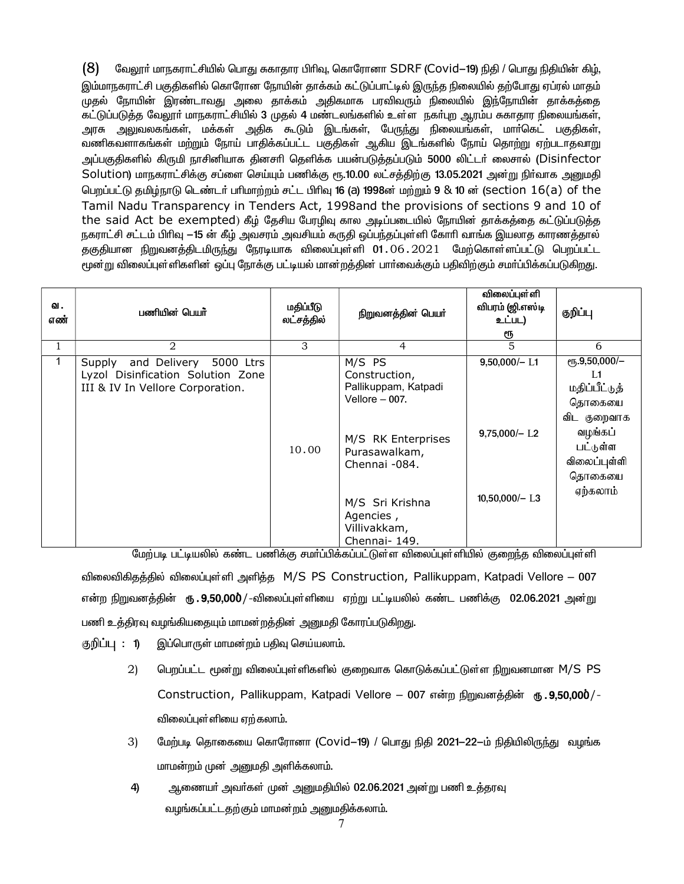(8) வேலூர் மாநகராட்சியில் பொது சுகாதார பிரிவு, கொரோனா SDRF (Covid–19) நிதி / பொது நிதியின் கிழ், இம்மாநகராட்சி பகுதிகளில் கொரோன நோயின் தாக்கம் கட்டுப்பாட்டில் இருந்த நிலையில் தற்போது ஏப்ரல் மாதம் முதல் நோயின் இரண்டாவது அலை தாக்கம் அதிகமாக பரவிவரும் நிலையில் இந்நோயின் தாக்கத்தை கட்டுப்படுத்த வேலூர் மாநகராட்சியில் 3 முதல் 4 மண்டலங்களில் உள்ள நகர்புற ஆரம்ப சுகாதார நிலையங்கள், அரசு அலுவலகங்கள், மக்கள் அதிக கூடும் இடங்கள், பேருந்து நிலையங்கள், மார்கெட் பகுதிகள், வணிகவளாகங்கள் மற்றும் நோய் பாதிக்கப்பட்ட பகுதிகள் ஆகிய இடங்களில் நோய் தொற்று ஏற்படாதவாறு அப்பகுதிகளில் கிருமி நாசினியாக தினசரி தெளிக்க பயன்படுத்தப்படும் 5000 லிட்டர் லைசால் (Disinfector Solution) மாநகராட்சிக்கு சப்ளை செய்யும் பணிக்கு ரூ.10.00 லட்சத்திற்கு 13.05.2021 அன்று நிர்வாக அனுமதி பெறப்பட்டு தமிழ்நாடு டெண்டர் பரிமாற்றம் சட்ட பிரிவு 16 (a) 1998ன் மற்றும் 9 & 10 ன் (section 16(a) of the Tamil Nadu Transparency in Tenders Act, 1998and the provisions of sections 9 and 10 of the said Act be exempted) கீழ் தேசிய பேரழிவு கால அடிப்படையில் நோயின் தாக்கத்தை கட்டுப்படுத்த நகராட்சி சட்டம் பிரிவு –15 ன் கீழ் அவசரம் அவசியம் கருதி ஒப்பந்தப்புள்ளி கோரி வாங்க இயலாத காரணத்தால் தகுதியான நிறுவனத்திடமிருந்து நேரடியாக விலைப்புள்ளி 01.06.2021 மேற்கொள்ளப்பட்டு பெறப்பட்ட மூன்று விலைப்புள்ளிகளின் ஒப்பு நோக்கு பட்டியல் மான்றத்தின் பார்வைக்கும் பதிவிற்கும் சமர்ப்பிக்கப்படுகிறது.

| வ. எண் | பணியின் பெயர் | மதிப்பீடு லட்சத்தில் | நிறுவனத்தின் பெயர் | விலைப்புள்ளி விபரம் (ஜி.எஸ்டி உட்பட) ரூ | குறிப்பு |
|---|---|---|---|---|---|
| 1 | 2 | 3 | 4 | 5 | 6 |
| 1 | Supply and Delivery 5000 Ltrs Lyzol Disinfication Solution Zone III & IV In Vellore Corporation. | 10.00 | M/S PS Construction, Pallikuppam, Katpadi Vellore – 007. | 9,50,000/– L1 | ரூ.9,50,000/– L1 மதிப்பீட்டுத் தொகையை விட குறைவாக வழங்கப் பட்டுள்ள விலைப்புள்ளி தொகையை ஏற்கலாம் |
| | | | M/S RK Enterprises Purasawalkam, Chennai -084. | 9,75,000/– L2 | |
| | | | M/S Sri Krishna Agencies , Villivakkam, Chennai- 149. | 10,50,000/– L3 | |

மேற்படி பட்டியலில் கண்ட பணிக்கு சமர்ப்பிக்கப்பட்டுள்ள விலைப்புள்ளியில் குறைந்த விலைப்புள்ளி விலைவிகிதத்தில் விலைப்புள்ளி அளித்த M/S PS Construction, Pallikuppam, Katpadi Vellore – 007 என்ற நிறுவனத்தின் **ரூ.9,50,000**/-விலைப்புள்ளியை ஏற்று பட்டியலில் கண்ட பணிக்கு 02.06.2021 அன்று பணி உத்திரவு வழங்கியதையும் மாமன்றத்தின் அனுமதி கோரப்படுகிறது.

குறிப்பு : 1) இப்பொருள் மாமன்றம் பதிவு செய்யலாம்.

2) பெறப்பட்ட மூன்று விலைப்புள்ளிகளில் குறைவாக கொடுக்கப்பட்டுள்ள நிறுவனமான M/S PS Construction, Pallikuppam, Katpadi Vellore – 007 என்ற நிறுவனத்தின் **ரூ.9,50,000**/- விலைப்புள்ளியை ஏற்கலாம்.

3) மேற்படி தொகையை கொரோனா (Covid–19) / பொது நிதி 2021–22–ம் நிதியிலிருந்து வழங்க மாமன்றம் முன் அனுமதி அளிக்கலாம்.

4) ஆணையர் அவர்கள் முன் அனுமதியில் 02.06.2021 அன்று பணி உத்தரவு வழங்கப்பட்டதற்கும் மாமன்றம் அனுமதிக்கலாம்.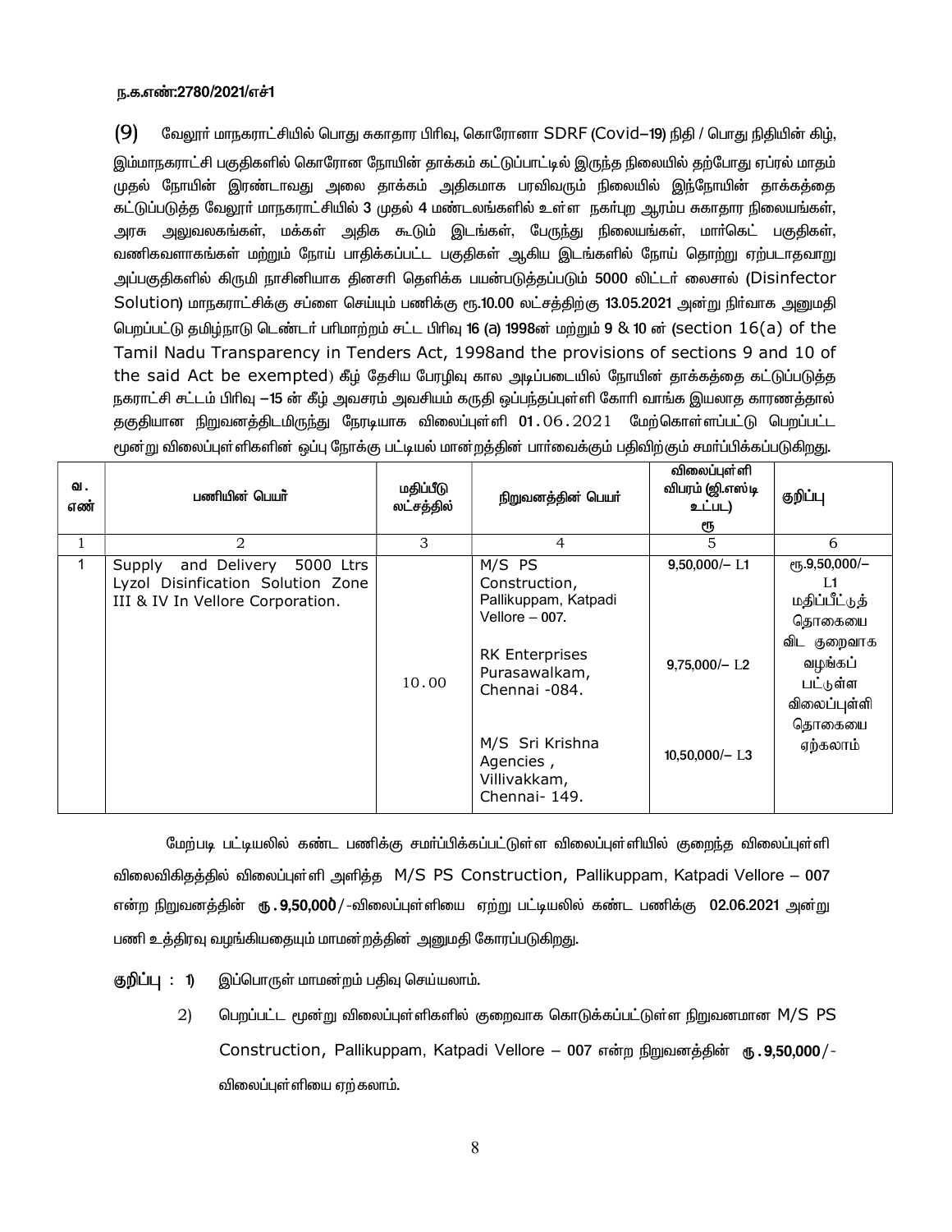ந.க.எண்:2780/2021/எச்1

(9) வேலூர் மாநகராட்சியில் பொது சுகாதார பிரிவு, கொரோனா SDRF (Covid–19) நிதி / பொது நிதியின் கிழ், இம்மாநகராட்சி பகுதிகளில் கொரோன நோயின் தாக்கம் கட்டுப்பாட்டில் இருந்த நிலையில் தற்போது ஏப்ரல் மாதம் முதல் நோயின் இரண்டாவது அலை தாக்கம் அதிகமாக பரவிவரும் நிலையில் இந்நோயின் தாக்கத்தை கட்டுப்படுத்த வேலூர் மாநகராட்சியில் 3 முதல் 4 மண்டலங்களில் உள்ள நகர்புற ஆரம்ப சுகாதார நிலையங்கள், அரசு அலுவலகங்கள், மக்கள் அதிக கூடும் இடங்கள், பேருந்து நிலையங்கள், மார்கெட் பகுதிகள், வணிகவளாகங்கள் மற்றும் நோய் பாதிக்கப்பட்ட பகுதிகள் ஆகிய இடங்களில் நோய் தொற்று ஏற்படாதவாறு அப்பகுதிகளில் கிருமி நாசினியாக தினசரி தெளிக்க பயன்படுத்தப்படும் 5000 லிட்டர் லைசால் (Disinfector Solution) மாநகராட்சிக்கு சப்ளை செய்யும் பணிக்கு ரூ.10.00 லட்சத்திற்கு 13.05.2021 அன்று நிர்வாக அனுமதி பெறப்பட்டு தமிழ்நாடு டெண்டர் பரிமாற்றம் சட்ட பிரிவு 16 (a) 1998ன் மற்றும் 9 & 10 ன் (section 16(a) of the Tamil Nadu Transparency in Tenders Act, 1998and the provisions of sections 9 and 10 of the said Act be exempted) கீழ் தேசிய பேரழிவு கால அடிப்படையில் நோயின் தாக்கத்தை கட்டுப்படுத்த நகராட்சி சட்டம் பிரிவு –15 ன் கீழ் அவசரம் அவசியம் கருதி ஒப்பந்தப்புள்ளி கோரி வாங்க இயலாத காரணத்தால் தகுதியான நிறுவனத்திடமிருந்து நேரடியாக விலைப்புள்ளி 01.06.2021 மேற்கொள்ளப்பட்டு பெறப்பட்ட மூன்று விலைப்புள்ளிகளின் ஒப்பு நோக்கு பட்டியல் மான்றத்தின் பார்வைக்கும் பதிவிற்கும் சமர்ப்பிக்கப்படுகிறது.

| வ. எண் | பணியின் பெயர் | மதிப்பீடு லட்சத்தில் | நிறுவனத்தின் பெயர் | விலைப்புள்ளி விபரம் (ஜி.எஸ்டி உட்பட) ரூ | குறிப்பு |
|---|---|---|---|---|---|
| 1 | 2 | 3 | 4 | 5 | 6 |
| 1 | Supply and Delivery 5000 Ltrs Lyzol Disinfication Solution Zone III & IV In Vellore Corporation. | 10.00 | M/S PS Construction, Pallikuppam, Katpadi Vellore – 007.<br><br>RK Enterprises Purasawalkam, Chennai -084.<br><br>M/S Sri Krishna Agencies , Villivakkam, Chennai- 149. | 9,50,000/– L1<br><br>9,75,000/– L2<br><br>10,50,000/– L3 | ரூ.9,50,000/– L1 மதிப்பீட்டுத் தொகையை விட குறைவாக வழங்கப் பட்டுள்ள விலைப்புள்ளி தொகையை ஏற்கலாம் |

மேற்படி பட்டியலில் கண்ட பணிக்கு சமர்ப்பிக்கப்பட்டுள்ள விலைப்புள்ளியில் குறைந்த விலைப்புள்ளி விலைவிகிதத்தில் விலைப்புள்ளி அளித்த M/S PS Construction, Pallikuppam, Katpadi Vellore – 007 என்ற நிறுவனத்தின் ரூ.9,50,000/-விலைப்புள்ளியை ஏற்று பட்டியலில் கண்ட பணிக்கு 02.06.2021 அன்று பணி உத்திரவு வழங்கியதையும் மாமன்றத்தின் அனுமதி கோரப்படுகிறது.

குறிப்பு : 1) இப்பொருள் மாமன்றம் பதிவு செய்யலாம்.

2) பெறப்பட்ட மூன்று விலைப்புள்ளிகளில் குறைவாக கொடுக்கப்பட்டுள்ள நிறுவனமான M/S PS Construction, Pallikuppam, Katpadi Vellore – 007 என்ற நிறுவனத்தின் ரூ.9,50,000/- விலைப்புள்ளியை ஏற்கலாம்.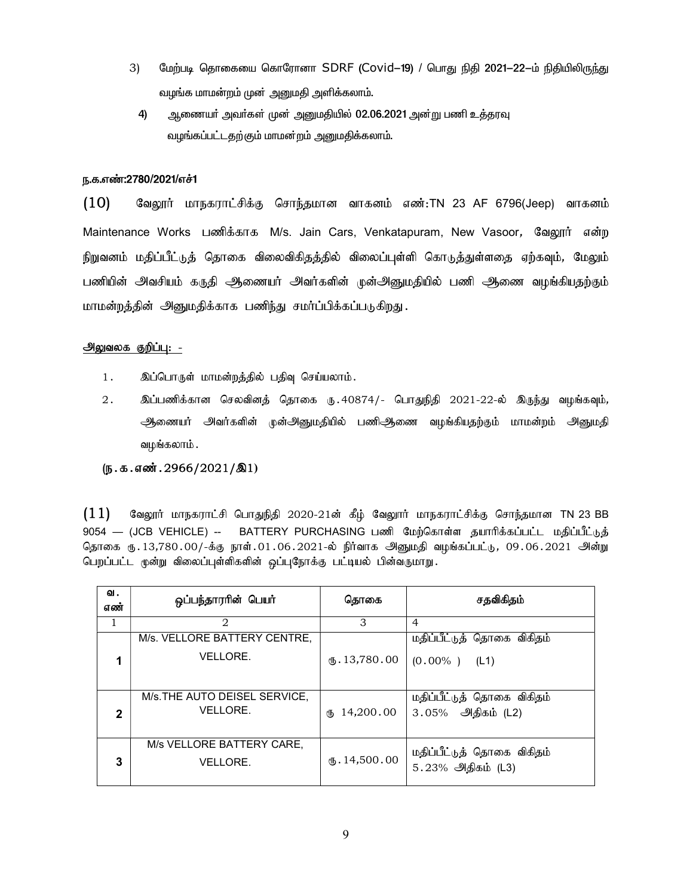3) மேற்படி தொகையை கொரோனா SDRF (Covid–19) / பொது நிதி 2021–22–ம் நிதியிலிருந்து வழங்க மாமன்றம் முன் அனுமதி அளிக்கலாம்.

4) ஆணையர் அவர்கள் முன் அனுமதியில் 02.06.2021 அன்று பணி உத்தரவு வழங்கப்பட்டதற்கும் மாமன்றம் அனுமதிக்கலாம்.

**ந.க.எண்:2780/2021/எச்1**

(10) வேலூர் மாநகராட்சிக்கு சொந்தமான வாகனம் எண்:TN 23 AF 6796(Jeep) வாகனம் Maintenance Works பணிக்காக M/s. Jain Cars, Venkatapuram, New Vasoor, வேலூர் என்ற நிறுவனம் மதிப்பீட்டுத் தொகை விலைவிகிதத்தில் விலைப்புள்ளி கொடுத்துள்ளதை ஏற்கவும், மேலும் பணியின் அவசியம் கருதி ஆணையர் அவர்களின் முன்அனுமதியில் பணி ஆணை வழங்கியதற்கும் மாமன்றத்தின் அனுமதிக்காக பணிந்து சமர்ப்பிக்கப்படுகிறது.

<u>அலுவலக குறிப்பு: -</u>

1. இப்பொருள் மாமன்றத்தில் பதிவு செய்யலாம்.
2. இப்பணிக்கான செலவினத் தொகை ரு.40874/- பொதுநிதி 2021-22-ல் இருந்து வழங்கவும், ஆணையர் அவர்களின் முன்அனுமதியில் பணிஆணை வழங்கியதற்கும் மாமன்றம் அனுமதி வழங்கலாம்.

**(ந.க.எண்.2966/2021/இ1)**

(11) வேலூர் மாநகராட்சி பொதுநிதி 2020-21ன் கீழ் வேலூர் மாநகராட்சிக்கு சொந்தமான TN 23 BB 9054 — (JCB VEHICLE) -- BATTERY PURCHASING பணி மேற்கொள்ள தயாரிக்கப்பட்ட மதிப்பீட்டுத் தொகை ரு.13,780.00/-க்கு நாள்.01.06.2021-ல் நிர்வாக அனுமதி வழங்கப்பட்டு, 09.06.2021 அன்று பெறப்பட்ட மூன்று விலைப்புள்ளிகளின் ஒப்புநோக்கு பட்டியல் பின்வருமாறு.

| வ. எண் | ஒப்பந்தாரரின் பெயர் | தொகை | சதவிகிதம் |
|---|---|---|---|
| 1 | 2 | 3 | 4 |
| **1** | M/s. VELLORE BATTERY CENTRE, VELLORE. | ரு.13,780.00 | மதிப்பீட்டுத் தொகை விகிதம் (0.00% ) (L1) |
| **2** | M/s.THE AUTO DEISEL SERVICE, VELLORE. | ரு 14,200.00 | மதிப்பீட்டுத் தொகை விகிதம் 3.05% அதிகம் (L2) |
| **3** | M/s VELLORE BATTERY CARE, VELLORE. | ரு.14,500.00 | மதிப்பீட்டுத் தொகை விகிதம் 5.23% அதிகம் (L3) |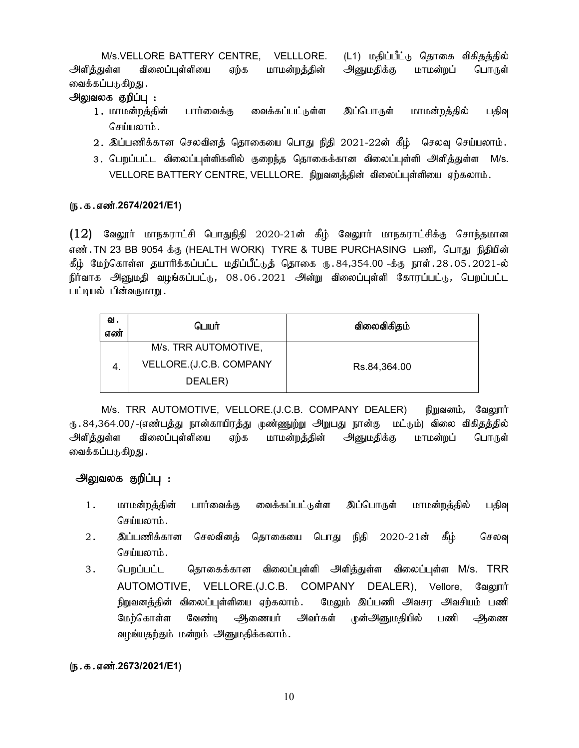M/s.VELLORE BATTERY CENTRE, VELLLORE. (L1) மதிப்பீட்டு தொகை விகிதத்தில் அளித்துள்ள விலைப்புள்ளியை ஏற்க மாமன்றத்தின் அனுமதிக்கு மாமன்றப் பொருள் வைக்கப்படுகிறது.

**அலுவலக குறிப்பு :**

1. மாமன்றத்தின் பார்வைக்கு வைக்கப்பட்டுள்ள இப்பொருள் மாமன்றத்தில் பதிவு செய்யலாம்.
2. இப்பணிக்கான செலவினத் தொகையை பொது நிதி 2021-22ன் கீழ் செலவு செய்யலாம்.
3. பெறப்பட்ட விலைப்புள்ளிகளில் குறைந்த தொகைக்கான விலைப்புள்ளி அளித்துள்ள M/s. VELLORE BATTERY CENTRE, VELLLORE. நிறுவனத்தின் விலைப்புள்ளியை ஏற்கலாம்.

**(ந.க.எண்.2674/2021/E1)**

(12) வேலூர் மாநகராட்சி பொதுநிதி 2020-21ன் கீழ் வேலூர் மாநகராட்சிக்கு சொந்தமான எண்.TN 23 BB 9054 க்கு (HEALTH WORK) TYRE & TUBE PURCHASING பணி, பொது நிதியின் கீழ் மேற்கொள்ள தயாரிக்கப்பட்ட மதிப்பீட்டுத் தொகை ரு.84,354.00 -க்கு நாள்.28.05.2021-ல் நிர்வாக அனுமதி வழங்கப்பட்டு, 08.06.2021 அன்று விலைப்புள்ளி கோரப்பட்டு, பெறப்பட்ட பட்டியல் பின்வருமாறு.

| வ. எண் | பெயர் | விலைவிகிதம் |
|---|---|---|
| 4. | M/s. TRR AUTOMOTIVE, VELLORE.(J.C.B. COMPANY DEALER) | Rs.84,364.00 |

M/s. TRR AUTOMOTIVE, VELLORE.(J.C.B. COMPANY DEALER) நிறுவனம், வேலூர் ரு.84,364.00/-(எண்பத்து நான்காயிரத்து முண்ணூற்று அறுபது நான்கு மட்டும்) விலை விகிதத்தில் அளித்துள்ள விலைப்புள்ளியை ஏற்க மாமன்றத்தின் அனுமதிக்கு மாமன்றப் பொருள் வைக்கப்படுகிறது.

**அலுவலக குறிப்பு :**

1. மாமன்றத்தின் பார்வைக்கு வைக்கப்பட்டுள்ள இப்பொருள் மாமன்றத்தில் பதிவு செய்யலாம்.
2. இப்பணிக்கான செலவினத் தொகையை பொது நிதி 2020-21ன் கீழ் செலவு செய்யலாம்.
3. பெறப்பட்ட தொகைக்கான விலைப்புள்ளி அளித்துள்ள விலைப்புள்ள M/s. TRR AUTOMOTIVE, VELLORE.(J.C.B. COMPANY DEALER), Vellore, வேலூர் நிறுவனத்தின் விலைப்புள்ளியை ஏற்கலாம். மேலும் இப்பணி அவசர அவசியம் பணி மேற்கொள்ள வேண்டி ஆணையர் அவர்கள் முன்அனுமதியில் பணி ஆணை வழங்யதற்கும் மன்றம் அனுமதிக்கலாம்.

**(ந.க.எண்.2673/2021/E1)**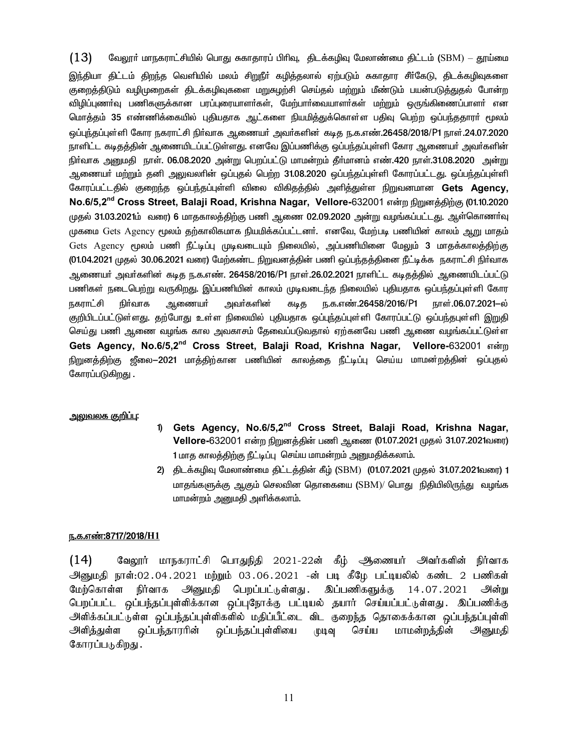(13) வேலூர் மாநகராட்சியில் பொது சுகாதாரப் பிரிவு, திடக்கழிவு மேலாண்மை திட்டம் (SBM) – தூய்மை இந்தியா திட்டம் திறந்த வெளியில் மலம் சிறுநீர் கழித்தலால் ஏற்படும் சுகாதார சீர்கேடு, திடக்கழிவுகளை குறைத்திடும் வழிமுறைகள் திடக்கழிவுகளை மறுசுழற்சி செய்தல் மற்றும் மீண்டும் பயன்படுத்துதல் போன்ற விழிப்புணர்வு பணிகளுக்கான பரப்புரையாளர்கள், மேற்பார்வையாளர்கள் மற்றும் ஒருங்கிணைப்பாளர் என மொத்தம் 35 எண்ணிக்கையில் புதியதாக ஆட்களை நியமித்துக்கொள்ள பதிவு பெற்ற ஒப்பந்ததாரர் மூலம் ஒப்பந்தப்புள்ளி கோர நகராட்சி நிர்வாக ஆணையர் அவர்களின் கடித ந.க.எண்.26458/2018/P1 நாள்.24.07.2020 நாளிட்ட கடிதத்தின் ஆணையிடப்பட்டுள்ளது. எனவே இப்பணிக்கு ஒப்பந்தப்புள்ளி கோர ஆணையர் அவர்களின் நிர்வாக அனுமதி நாள். 06.08.2020 அன்று பெறப்பட்டு மாமன்றம் தீர்மானம் எண்.420 நாள்.31.08.2020 அன்று ஆணையர் மற்றும் தனி அலுவலரின் ஒப்புதல் பெற்ற 31.08.2020 ஒப்பந்தப்புள்ளி கோரப்பட்டது. ஒப்பந்தப்புள்ளி கோரப்பட்டதில் குறைந்த ஒப்பந்தப்புள்ளி விலை விகிதத்தில் அளித்துள்ள நிறுவனமான **Gets Agency, No.6/5,2nd Cross Street, Balaji Road, Krishna Nagar, Vellore-**632001 என்ற நிறுனத்திற்கு (01.10.2020 முதல் 31.03.2021ம் வரை) 6 மாதகாலத்திற்கு பணி ஆணை 02.09.2020 அன்று வழங்கப்பட்டது. ஆள்கொணர்வு முகமை Gets Agency மூலம் தற்காலிகமாக நியமிக்கப்பட்டனர். எனவே, மேற்படி பணியின் காலம் ஆறு மாதம் Gets Agency மூலம் பணி நீட்டிப்பு முடிவடையும் நிலையில், அப்பணியினை மேலும் 3 மாதக்காலத்திற்கு (01.04.2021 முதல் 30.06.2021 வரை) மேற்கண்ட நிறுவனத்தின் பணி ஒப்பந்தத்தினை நீட்டிக்க நகராட்சி நிர்வாக ஆணையர் அவர்களின் கடித ந.க.எண். 26458/2016/P1 நாள்.26.02.2021 நாளிட்ட கடிதத்தில் ஆணையிடப்பட்டு பணிகள் நடைபெற்று வருகிறது. இப்பணியின் காலம் முடிவடைந்த நிலையில் புதியதாக ஒப்பந்தப்புள்ளி கோர நகராட்சி நிர்வாக ஆணையர் அவர்களின் கடித ந.க.எண்.26458/2016/P1 நாள்.06.07.2021–ல் குறிபிடப்பட்டுள்ளது. தற்போது உள்ள நிலையில் புதியதாக ஒப்புந்தப்புள்ளி கோரப்பட்டு ஒப்பந்தபுள்ளி இறுதி செய்து பணி ஆணை வழங்க கால அவகாசம் தேவைப்படுவதால் ஏற்கனவே பணி ஆணை வழங்கப்பட்டுள்ள **Gets Agency, No.6/5,2nd Cross Street, Balaji Road, Krishna Nagar, Vellore-**632001 என்ற நிறுனத்திற்கு ஜீலை–2021 மாத்திற்கான பணியின் காலத்தை நீட்டிப்பு செய்ய மாமன்றத்தின் ஒப்புதல் கோரப்படுகிறது .

<u>அலுவலக குறிப்பு:</u>

1) **Gets Agency, No.6/5,2nd Cross Street, Balaji Road, Krishna Nagar, Vellore-**632001 என்ற நிறுனத்தின் பணி ஆணை (01.07.2021 முதல் 31.07.2021வரை) 1 மாத காலத்திற்கு நீட்டிப்பு செய்ய மாமன்றம் அனுமதிக்கலாம்.
2) திடக்கழிவு மேலாண்மை திட்டத்தின் கீழ் (SBM) (01.07.2021 முதல் 31.07.2021வரை) 1 மாதங்களுக்கு ஆகும் செலவின தொகையை (SBM)/ பொது நிதியிலிருந்து வழங்க மாமன்றம் அனுமதி அளிக்கலாம்.

**<u>ந.க.எண்:8717/2018/H1</u>**

(14) வேலூர் மாநகராட்சி பொதுநிதி 2021-22ன் கீழ் ஆணையர் அவர்களின் நிர்வாக அனுமதி நாள்:02.04.2021 மற்றும் 03.06.2021 -ன் படி கீழே பட்டியலில் கண்ட 2 பணிகள் மேற்கொள்ள நிர்வாக அனுமதி பெறப்பட்டுள்ளது. இப்பணிகளுக்கு 14.07.2021 அன்று பெறப்பட்ட ஒப்பந்தப்புள்ளிக்கான ஒப்புநோக்கு பட்டியல் தயார் செய்யப்பட்டுள்ளது. இப்பணிக்கு அளிக்கப்பட்டுள்ள ஒப்பந்தப்புள்ளிகளில் மதிப்பீட்டை விட குறைந்த தொகைக்கான ஒப்பந்தப்புள்ளி அளித்துள்ள ஒப்பந்தாரரின் ஒப்பந்தப்புள்ளியை முடிவு செய்ய மாமன்றத்தின் அனுமதி கோரப்படுகிறது.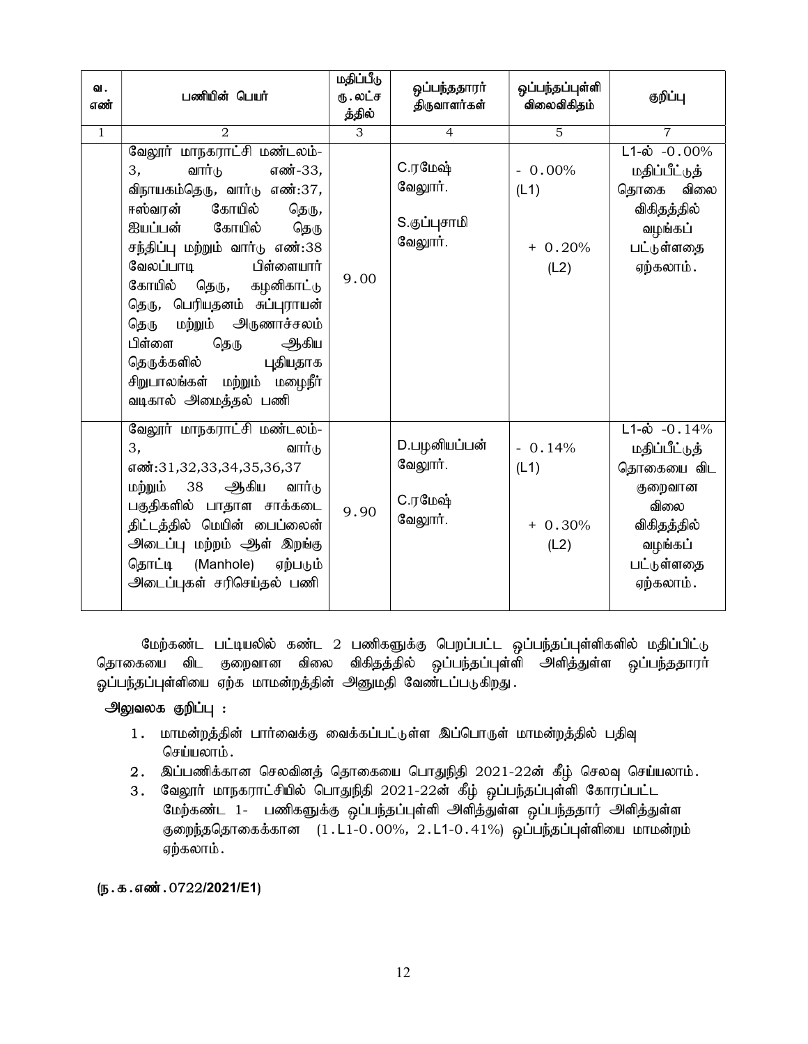| வ. எண் | பணியின் பெயர் | மதிப்பீடு ரு.லட்சத்தில் | ஒப்பந்ததாரர் திருவாளர்கள் | ஒப்பந்தப்புள்ளி விலைவிகிதம் | குறிப்பு |
|---|---|---|---|---|---|
| 1 | 2 | 3 | 4 | 5 | 7 |
| | வேலூர் மாநகராட்சி மண்டலம்-3, வார்டு எண்-33, விநாயகம்தெரு, வார்டு எண்:37, ஈஸ்வரன் கோயில் தெரு, ஐயப்பன் கோயில் தெரு சந்திப்பு மற்றும் வார்டு எண்:38 வேலப்பாடி பிள்ளையார் கோயில் தெரு, கழனிகாட்டு தெரு, பெரியதனம் சுப்புராயன் தெரு மற்றும் அருணாச்சலம் பிள்ளை தெரு ஆகிய தெருக்களில் புதியதாக சிறுபாலங்கள் மற்றும் மழைநீர் வடிகால் அமைத்தல் பணி | 9.00 | C.ரமேஷ் வேலூர்.<br><br>S.குப்புசாமி வேலூர். | - 0.00% (L1)<br><br>+ 0.20% (L2) | L1-ல் -0.00% மதிப்பீட்டுத் தொகை விலை விகிதத்தில் வழங்கப் பட்டுள்ளதை ஏற்கலாம். |
| | வேலூர் மாநகராட்சி மண்டலம்-3, வார்டு எண்:31,32,33,34,35,36,37 மற்றும் 38 ஆகிய வார்டு பகுதிகளில் பாதாள சாக்கடை திட்டத்தில் மெயின் பைப்லைன் அடைப்பு மற்றம் ஆள் இறங்கு தொட்டி (Manhole) ஏற்படும் அடைப்புகள் சரிசெய்தல் பணி | 9.90 | D.பழனியப்பன் வேலூர்.<br><br>C.ரமேஷ் வேலூர். | - 0.14% (L1)<br><br>+ 0.30% (L2) | L1-ல் -0.14% மதிப்பீட்டுத் தொகையை விட குறைவான விலை விகிதத்தில் வழங்கப் பட்டுள்ளதை ஏற்கலாம். |

மேற்கண்ட பட்டியலில் கண்ட 2 பணிகளுக்கு பெறப்பட்ட ஒப்பந்தப்புள்ளிகளில் மதிப்பிட்டு தொகையை விட குறைவான விலை விகிதத்தில் ஒப்பந்தப்புள்ளி அளித்துள்ள ஒப்பந்ததாரர் ஒப்பந்தப்புள்ளியை ஏற்க மாமன்றத்தின் அனுமதி வேண்டப்படுகிறது.

**அலுவலக குறிப்பு :**

1. மாமன்றத்தின் பார்வைக்கு வைக்கப்பட்டுள்ள இப்பொருள் மாமன்றத்தில் பதிவு செய்யலாம்.
2. இப்பணிக்கான செலவினத் தொகையை பொதுநிதி 2021-22ன் கீழ் செலவு செய்யலாம்.
3. வேலூர் மாநகராட்சியில் பொதுநிதி 2021-22ன் கீழ் ஒப்பந்தப்புள்ளி கோரப்பட்ட மேற்கண்ட 1- பணிகளுக்கு ஒப்பந்தப்புள்ளி அளித்துள்ள ஒப்பந்ததார் அளித்துள்ள குறைந்ததொகைக்கான (1.L1-0.00%, 2.L1-0.41%) ஒப்பந்தப்புள்ளியை மாமன்றம் ஏற்கலாம்.

**(ந.க.எண்.0722/2021/E1)**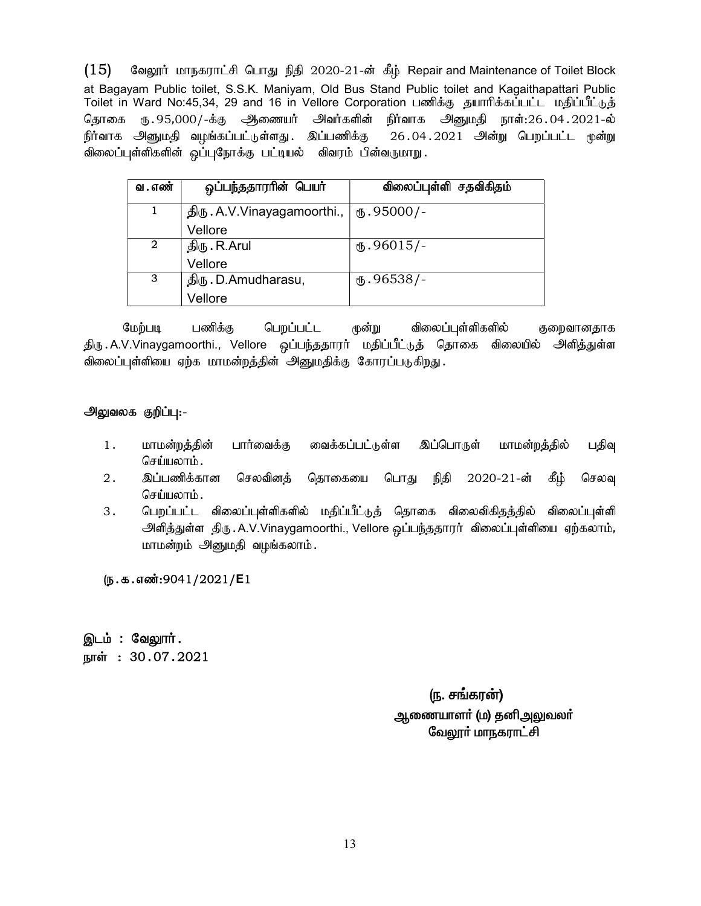(15) வேலூர் மாநகராட்சி பொது நிதி 2020-21-ன் கீழ் Repair and Maintenance of Toilet Block at Bagayam Public toilet, S.S.K. Maniyam, Old Bus Stand Public toilet and Kagaithapattari Public Toilet in Ward No:45,34, 29 and 16 in Vellore Corporation பணிக்கு தயாரிக்கப்பட்ட மதிப்பீட்டுத் தொகை ரூ.95,000/-க்கு ஆணையர் அவர்களின் நிர்வாக அனுமதி நாள்:26.04.2021-ல் நிர்வாக அனுமதி வழங்கப்பட்டுள்ளது. இப்பணிக்கு 26.04.2021 அன்று பெறப்பட்ட மூன்று விலைப்புள்ளிகளின் ஒப்புநோக்கு பட்டியல் விவரம் பின்வருமாறு.

| வ.எண் | ஒப்பந்ததாரரின் பெயர் | விலைப்புள்ளி சதவிகிதம் |
|---|---|---|
| 1 | திரு.A.V.Vinayagamoorthi., Vellore | ரூ.95000/- |
| 2 | திரு.R.Arul Vellore | ரூ.96015/- |
| 3 | திரு.D.Amudharasu, Vellore | ரூ.96538/- |

மேற்படி பணிக்கு பெறப்பட்ட மூன்று விலைப்புள்ளிகளில் குறைவானதாக திரு.A.V.Vinaygamoorthi., Vellore ஒப்பந்ததாரர் மதிப்பீட்டுத் தொகை விலையில் அளித்துள்ள விலைப்புள்ளியை ஏற்க மாமன்றத்தின் அனுமதிக்கு கோரப்படுகிறது.

அலுவலக குறிப்பு:-

1. மாமன்றத்தின் பார்வைக்கு வைக்கப்பட்டுள்ள இப்பொருள் மாமன்றத்தில் பதிவு செய்யலாம்.
2. இப்பணிக்கான செலவினத் தொகையை பொது நிதி 2020-21-ன் கீழ் செலவு செய்யலாம்.
3. பெறப்பட்ட விலைப்புள்ளிகளில் மதிப்பீட்டுத் தொகை விலைவிகிதத்தில் விலைப்புள்ளி அளித்துள்ள திரு.A.V.Vinaygamoorthi., Vellore ஒப்பந்ததாரர் விலைப்புள்ளியை ஏற்கலாம், மாமன்றம் அனுமதி வழங்கலாம்.

(ந.க.எண்:9041/2021/E1

இடம் : வேலூர்.
நாள் : 30.07.2021

**(ந. சங்கரன்)**
**ஆணையாளர் (ம) தனிஅலுவலர்**
**வேலூர் மாநகராட்சி**